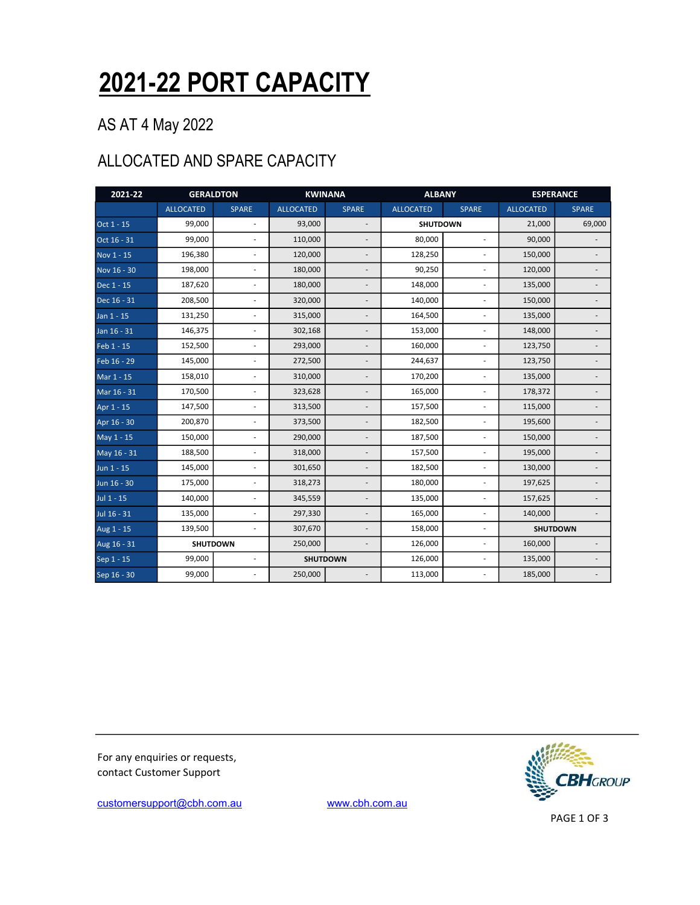# 2021-22 PORT CAPACITY

## AS AT 4 May 2022

## ALLOCATED AND SPARE CAPACITY

| 2021-22 | GERALDTON | | KWINANA | | ALBANY | | ESPERANCE | |
|---|---|---|---|---|---|---|---|---|
| | ALLOCATED | SPARE | ALLOCATED | SPARE | ALLOCATED | SPARE | ALLOCATED | SPARE |
| Oct 1 - 15 | 99,000 | - | 93,000 | - | SHUTDOWN | | 21,000 | 69,000 |
| Oct 16 - 31 | 99,000 | - | 110,000 | - | 80,000 | - | 90,000 | - |
| Nov 1 - 15 | 196,380 | - | 120,000 | - | 128,250 | - | 150,000 | - |
| Nov 16 - 30 | 198,000 | - | 180,000 | - | 90,250 | - | 120,000 | - |
| Dec 1 - 15 | 187,620 | - | 180,000 | - | 148,000 | - | 135,000 | - |
| Dec 16 - 31 | 208,500 | - | 320,000 | - | 140,000 | - | 150,000 | - |
| Jan 1 - 15 | 131,250 | - | 315,000 | - | 164,500 | - | 135,000 | - |
| Jan 16 - 31 | 146,375 | - | 302,168 | - | 153,000 | - | 148,000 | - |
| Feb 1 - 15 | 152,500 | - | 293,000 | - | 160,000 | - | 123,750 | - |
| Feb 16 - 29 | 145,000 | - | 272,500 | - | 244,637 | - | 123,750 | - |
| Mar 1 - 15 | 158,010 | - | 310,000 | - | 170,200 | - | 135,000 | - |
| Mar 16 - 31 | 170,500 | - | 323,628 | - | 165,000 | - | 178,372 | - |
| Apr 1 - 15 | 147,500 | - | 313,500 | - | 157,500 | - | 115,000 | - |
| Apr 16 - 30 | 200,870 | - | 373,500 | - | 182,500 | - | 195,600 | - |
| May 1 - 15 | 150,000 | - | 290,000 | - | 187,500 | - | 150,000 | - |
| May 16 - 31 | 188,500 | - | 318,000 | - | 157,500 | - | 195,000 | - |
| Jun 1 - 15 | 145,000 | - | 301,650 | - | 182,500 | - | 130,000 | - |
| Jun 16 - 30 | 175,000 | - | 318,273 | - | 180,000 | - | 197,625 | - |
| Jul 1 - 15 | 140,000 | - | 345,559 | - | 135,000 | - | 157,625 | - |
| Jul 16 - 31 | 135,000 | - | 297,330 | - | 165,000 | - | 140,000 | - |
| Aug 1 - 15 | 139,500 | - | 307,670 | - | 158,000 | - | SHUTDOWN | |
| Aug 16 - 31 | SHUTDOWN | | 250,000 | - | 126,000 | - | 160,000 | - |
| Sep 1 - 15 | 99,000 | - | SHUTDOWN | | 126,000 | - | 135,000 | - |
| Sep 16 - 30 | 99,000 | - | 250,000 | - | 113,000 | - | 185,000 | - |

For any enquiries or requests, contact Customer Support

customersupport@cbh.com.au

www.cbh.com.au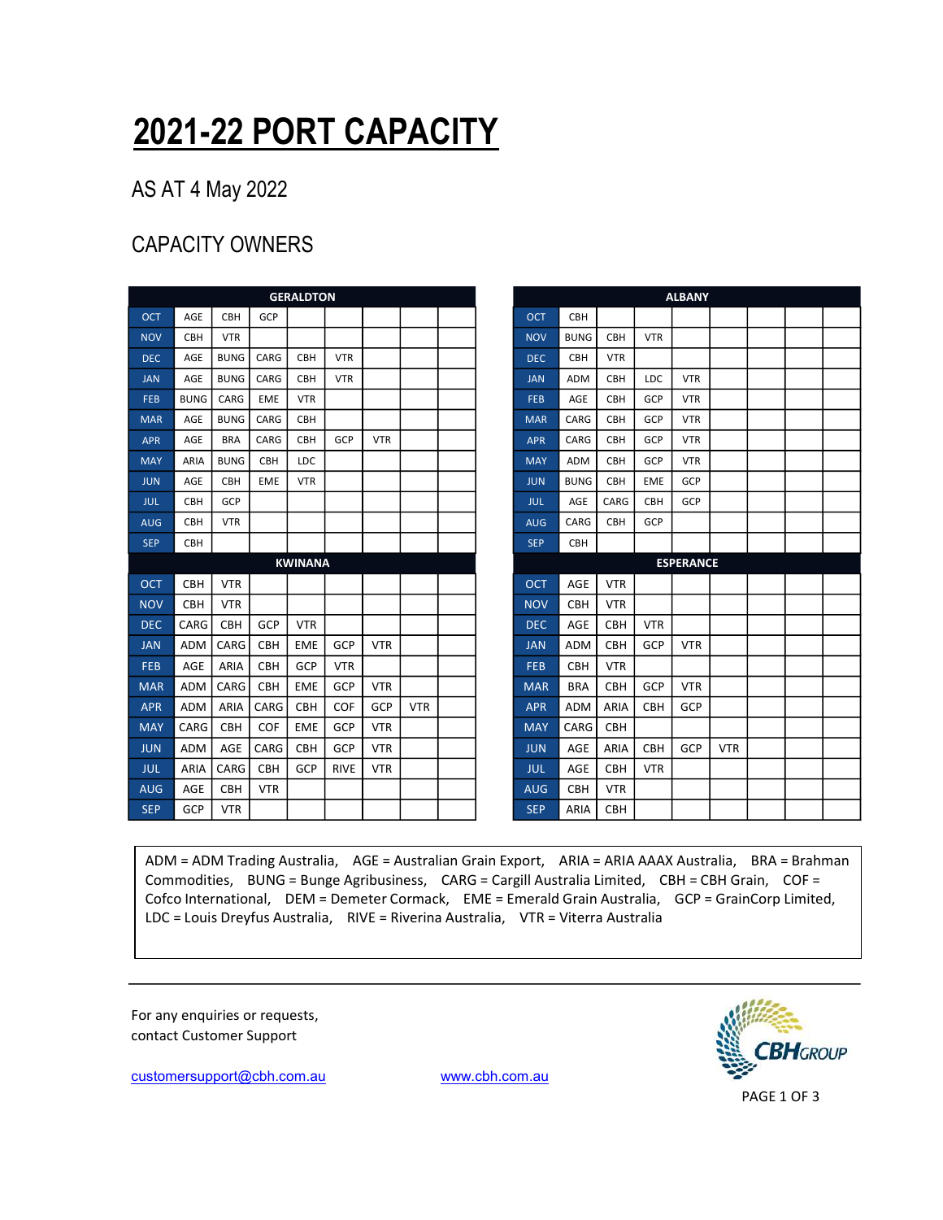# 2021-22 PORT CAPACITY

AS AT 4 May 2022

## CAPACITY OWNERS

| GERALDTON | | | | | | | | |
|---|---|---|---|---|---|---|---|---|
| OCT | AGE | CBH | GCP | | | | | |
| NOV | CBH | VTR | | | | | | |
| DEC | AGE | BUNG | CARG | CBH | VTR | | | |
| JAN | AGE | BUNG | CARG | CBH | VTR | | | |
| FEB | BUNG | CARG | EME | VTR | | | | |
| MAR | AGE | BUNG | CARG | CBH | | | | |
| APR | AGE | BRA | CARG | CBH | GCP | VTR | | |
| MAY | ARIA | BUNG | CBH | LDC | | | | |
| JUN | AGE | CBH | EME | VTR | | | | |
| JUL | CBH | GCP | | | | | | |
| AUG | CBH | VTR | | | | | | |
| SEP | CBH | | | | | | | |

| ALBANY | | | | | | | | |
|---|---|---|---|---|---|---|---|---|
| OCT | CBH | | | | | | | |
| NOV | BUNG | CBH | VTR | | | | | |
| DEC | CBH | VTR | | | | | | |
| JAN | ADM | CBH | LDC | VTR | | | | |
| FEB | AGE | CBH | GCP | VTR | | | | |
| MAR | CARG | CBH | GCP | VTR | | | | |
| APR | CARG | CBH | GCP | VTR | | | | |
| MAY | ADM | CBH | GCP | VTR | | | | |
| JUN | BUNG | CBH | EME | GCP | | | | |
| JUL | AGE | CARG | CBH | GCP | | | | |
| AUG | CARG | CBH | GCP | | | | | |
| SEP | CBH | | | | | | | |

| KWINANA | | | | | | | | |
|---|---|---|---|---|---|---|---|---|
| OCT | CBH | VTR | | | | | | |
| NOV | CBH | VTR | | | | | | |
| DEC | CARG | CBH | GCP | VTR | | | | |
| JAN | ADM | CARG | CBH | EME | GCP | VTR | | |
| FEB | AGE | ARIA | CBH | GCP | VTR | | | |
| MAR | ADM | CARG | CBH | EME | GCP | VTR | | |
| APR | ADM | ARIA | CARG | CBH | COF | GCP | VTR | |
| MAY | CARG | CBH | COF | EME | GCP | VTR | | |
| JUN | ADM | AGE | CARG | CBH | GCP | VTR | | |
| JUL | ARIA | CARG | CBH | GCP | RIVE | VTR | | |
| AUG | AGE | CBH | VTR | | | | | |
| SEP | GCP | VTR | | | | | | |

| ESPERANCE | | | | | | | | |
|---|---|---|---|---|---|---|---|---|
| OCT | AGE | VTR | | | | | | |
| NOV | CBH | VTR | | | | | | |
| DEC | AGE | CBH | VTR | | | | | |
| JAN | ADM | CBH | GCP | VTR | | | | |
| FEB | CBH | VTR | | | | | | |
| MAR | BRA | CBH | GCP | VTR | | | | |
| APR | ADM | ARIA | CBH | GCP | | | | |
| MAY | CARG | CBH | | | | | | |
| JUN | AGE | ARIA | CBH | GCP | VTR | | | |
| JUL | AGE | CBH | VTR | | | | | |
| AUG | CBH | VTR | | | | | | |
| SEP | ARIA | CBH | | | | | | |

ADM = ADM Trading Australia, AGE = Australian Grain Export, ARIA = ARIA AAAX Australia, BRA = Brahman Commodities, BUNG = Bunge Agribusiness, CARG = Cargill Australia Limited, CBH = CBH Grain, COF = Cofco International, DEM = Demeter Cormack, EME = Emerald Grain Australia, GCP = GrainCorp Limited, LDC = Louis Dreyfus Australia, RIVE = Riverina Australia, VTR = Viterra Australia

For any enquiries or requests, contact Customer Support

customersupport@cbh.com.au

www.cbh.com.au

CBH GROUP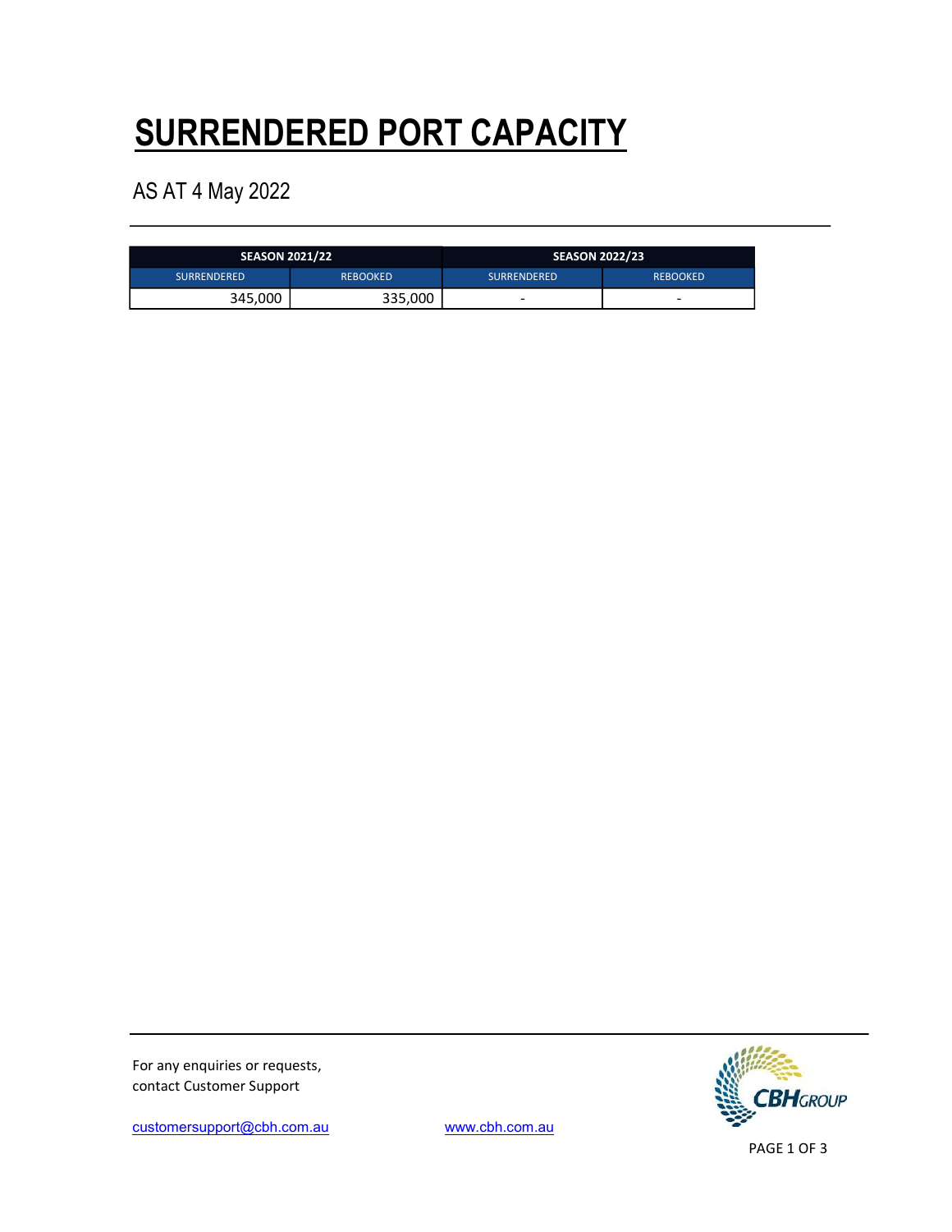# SURRENDERED PORT CAPACITY

AS AT 4 May 2022

| SEASON 2021/22 | | SEASON 2022/23 | |
|---|---|---|---|
| SURRENDERED | REBOOKED | SURRENDERED | REBOOKED |
| 345,000 | 335,000 | - | - |

For any enquiries or requests, contact Customer Support

customersupport@cbh.com.au www.cbh.com.au